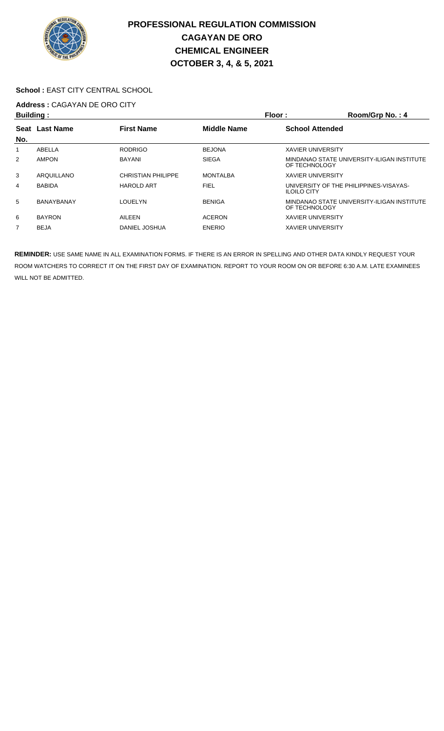# PROFESSIONAL REGULATION COMMISSION
## CAGAYAN DE ORO
## CHEMICAL ENGINEER
## OCTOBER 3, 4, & 5, 2021

**School :** EAST CITY CENTRAL SCHOOL

**Address :** CAGAYAN DE ORO CITY

**Building :** | **Floor :** | **Room/Grp No. : 4**

| Seat No. | Last Name | First Name | Middle Name | School Attended |
|---|---|---|---|---|
| 1 | ABELLA | RODRIGO | BEJONA | XAVIER UNIVERSITY |
| 2 | AMPON | BAYANI | SIEGA | MINDANAO STATE UNIVERSITY-ILIGAN INSTITUTE OF TECHNOLOGY |
| 3 | ARQUILLANO | CHRISTIAN PHILIPPE | MONTALBA | XAVIER UNIVERSITY |
| 4 | BABIDA | HAROLD ART | FIEL | UNIVERSITY OF THE PHILIPPINES-VISAYAS-ILOILO CITY |
| 5 | BANAYBANAY | LOUELYN | BENIGA | MINDANAO STATE UNIVERSITY-ILIGAN INSTITUTE OF TECHNOLOGY |
| 6 | BAYRON | AILEEN | ACERON | XAVIER UNIVERSITY |
| 7 | BEJA | DANIEL JOSHUA | ENERIO | XAVIER UNIVERSITY |

**REMINDER:** USE SAME NAME IN ALL EXAMINATION FORMS. IF THERE IS AN ERROR IN SPELLING AND OTHER DATA KINDLY REQUEST YOUR ROOM WATCHERS TO CORRECT IT ON THE FIRST DAY OF EXAMINATION. REPORT TO YOUR ROOM ON OR BEFORE 6:30 A.M. LATE EXAMINEES WILL NOT BE ADMITTED.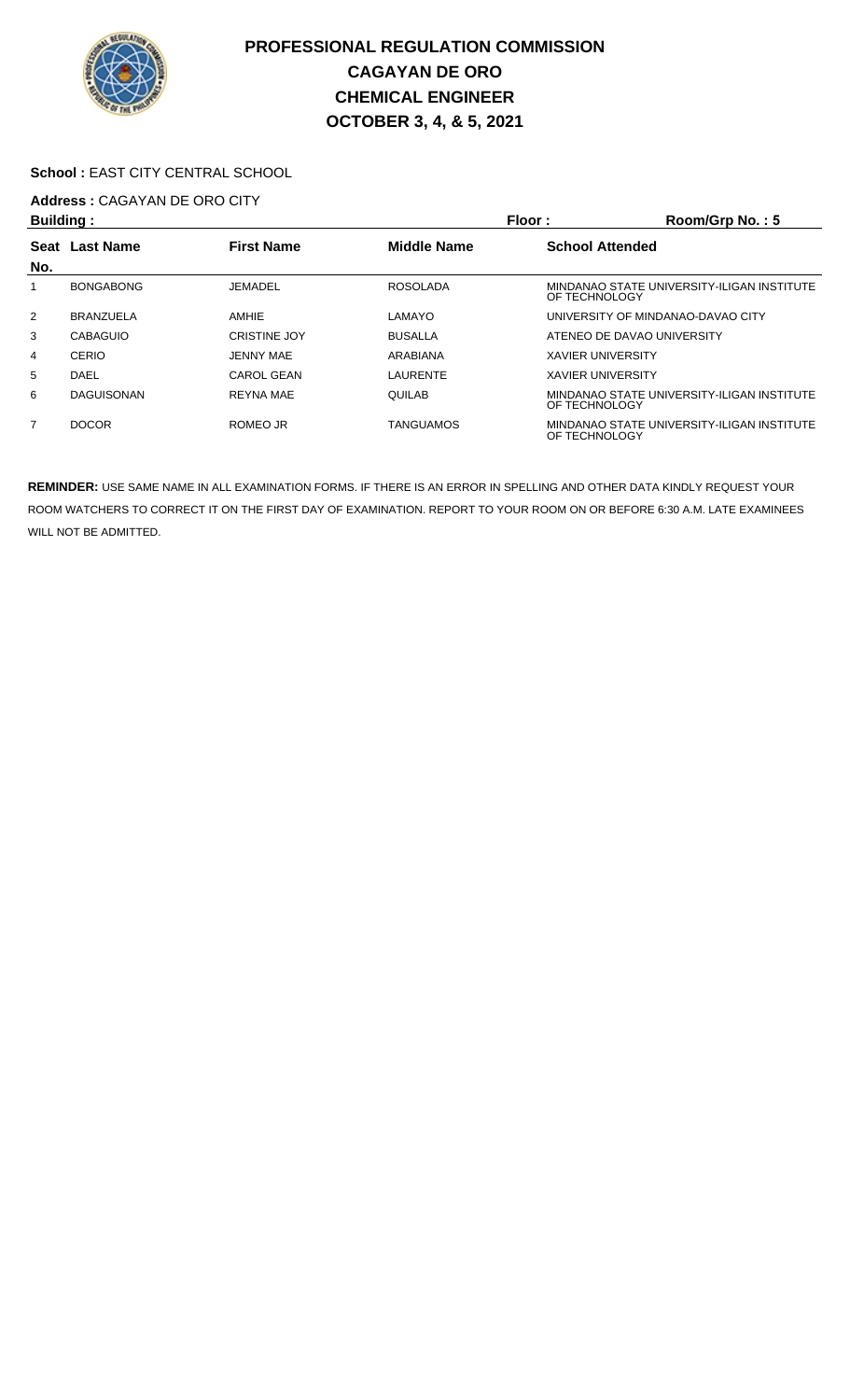# PROFESSIONAL REGULATION COMMISSION
# CAGAYAN DE ORO
# CHEMICAL ENGINEER
# OCTOBER 3, 4, & 5, 2021

**School :** EAST CITY CENTRAL SCHOOL

**Address :** CAGAYAN DE ORO CITY

**Building :** **Floor :** **Room/Grp No. :** 5

| Seat No. | Last Name | First Name | Middle Name | School Attended |
|---|---|---|---|---|
| 1 | BONGABONG | JEMADEL | ROSOLADA | MINDANAO STATE UNIVERSITY-ILIGAN INSTITUTE OF TECHNOLOGY |
| 2 | BRANZUELA | AMHIE | LAMAYO | UNIVERSITY OF MINDANAO-DAVAO CITY |
| 3 | CABAGUIO | CRISTINE JOY | BUSALLA | ATENEO DE DAVAO UNIVERSITY |
| 4 | CERIO | JENNY MAE | ARABIANA | XAVIER UNIVERSITY |
| 5 | DAEL | CAROL GEAN | LAURENTE | XAVIER UNIVERSITY |
| 6 | DAGUISONAN | REYNA MAE | QUILAB | MINDANAO STATE UNIVERSITY-ILIGAN INSTITUTE OF TECHNOLOGY |
| 7 | DOCOR | ROMEO JR | TANGUAMOS | MINDANAO STATE UNIVERSITY-ILIGAN INSTITUTE OF TECHNOLOGY |

**REMINDER:** USE SAME NAME IN ALL EXAMINATION FORMS. IF THERE IS AN ERROR IN SPELLING AND OTHER DATA KINDLY REQUEST YOUR ROOM WATCHERS TO CORRECT IT ON THE FIRST DAY OF EXAMINATION. REPORT TO YOUR ROOM ON OR BEFORE 6:30 A.M. LATE EXAMINEES WILL NOT BE ADMITTED.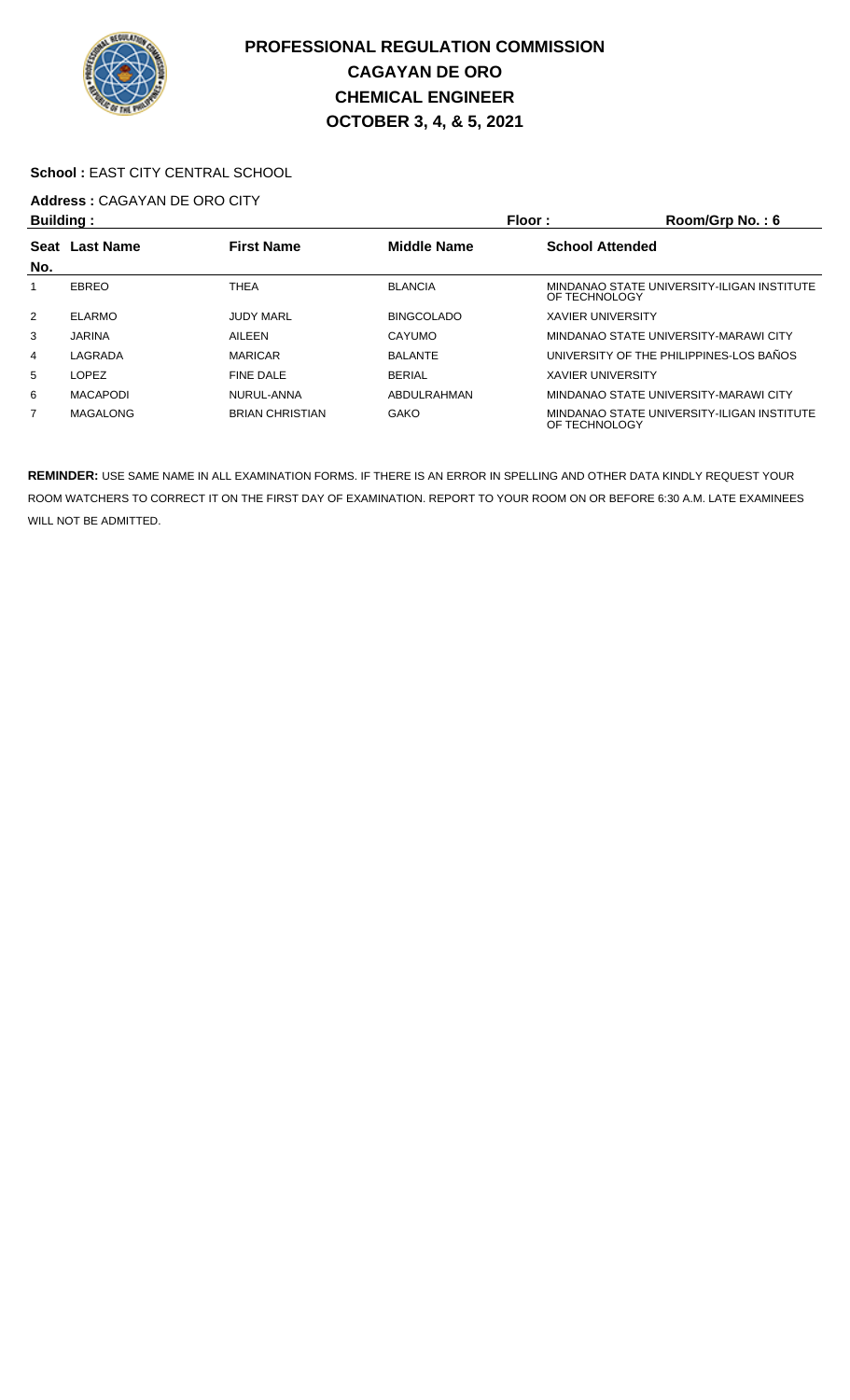# PROFESSIONAL REGULATION COMMISSION
# CAGAYAN DE ORO
# CHEMICAL ENGINEER
# OCTOBER 3, 4, & 5, 2021

**School :** EAST CITY CENTRAL SCHOOL

**Address :** CAGAYAN DE ORO CITY

**Building :** **Floor :** **Room/Grp No. : 6**

| Seat No. | Last Name | First Name | Middle Name | School Attended |
|---|---|---|---|---|
| 1 | EBREO | THEA | BLANCIA | MINDANAO STATE UNIVERSITY-ILIGAN INSTITUTE OF TECHNOLOGY |
| 2 | ELARMO | JUDY MARL | BINGCOLADO | XAVIER UNIVERSITY |
| 3 | JARINA | AILEEN | CAYUMO | MINDANAO STATE UNIVERSITY-MARAWI CITY |
| 4 | LAGRADA | MARICAR | BALANTE | UNIVERSITY OF THE PHILIPPINES-LOS BAÑOS |
| 5 | LOPEZ | FINE DALE | BERIAL | XAVIER UNIVERSITY |
| 6 | MACAPODI | NURUL-ANNA | ABDULRAHMAN | MINDANAO STATE UNIVERSITY-MARAWI CITY |
| 7 | MAGALONG | BRIAN CHRISTIAN | GAKO | MINDANAO STATE UNIVERSITY-ILIGAN INSTITUTE OF TECHNOLOGY |

**REMINDER:** USE SAME NAME IN ALL EXAMINATION FORMS. IF THERE IS AN ERROR IN SPELLING AND OTHER DATA KINDLY REQUEST YOUR ROOM WATCHERS TO CORRECT IT ON THE FIRST DAY OF EXAMINATION. REPORT TO YOUR ROOM ON OR BEFORE 6:30 A.M. LATE EXAMINEES WILL NOT BE ADMITTED.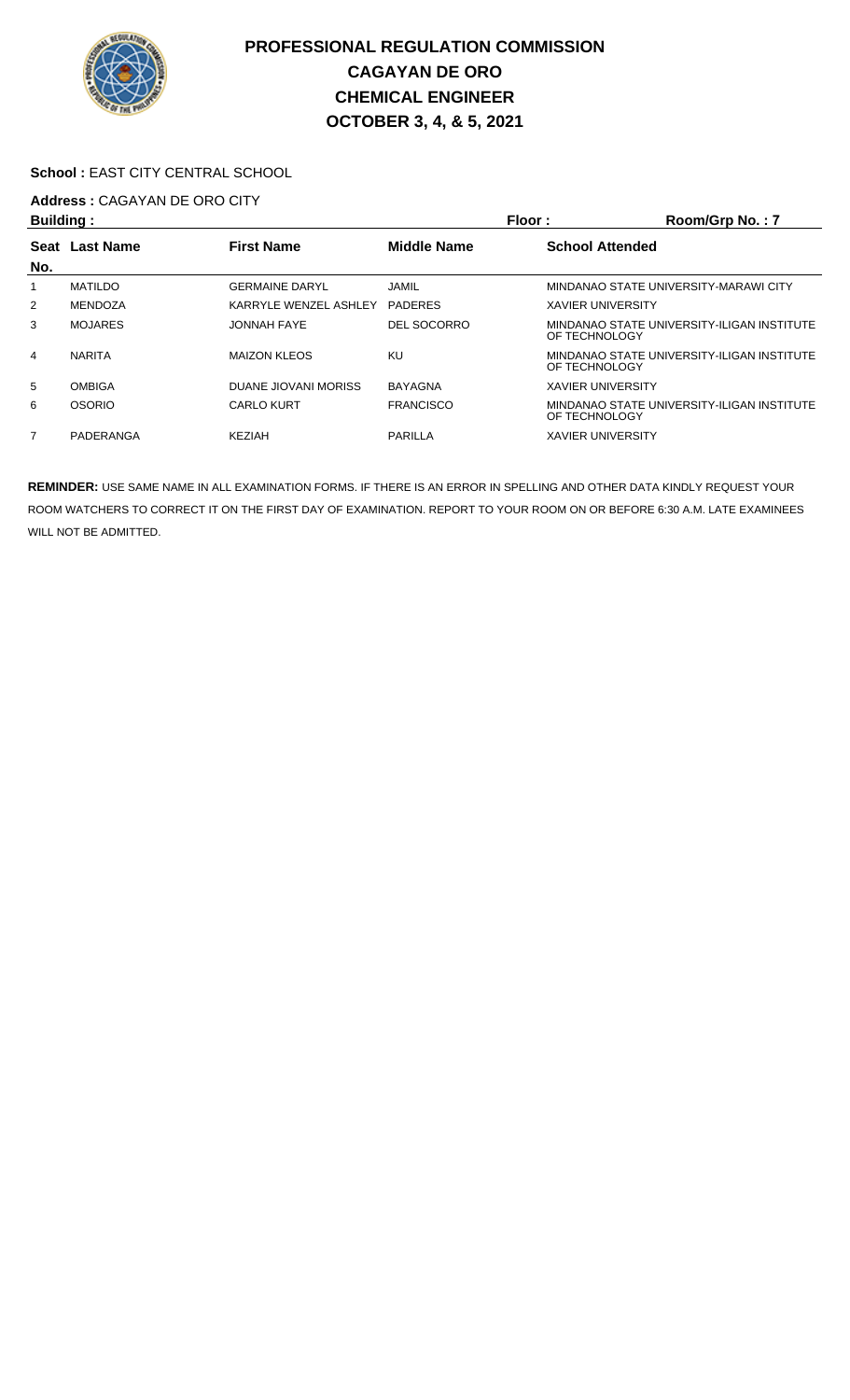# PROFESSIONAL REGULATION COMMISSION
# CAGAYAN DE ORO
# CHEMICAL ENGINEER
# OCTOBER 3, 4, & 5, 2021

**School :** EAST CITY CENTRAL SCHOOL

**Address :** CAGAYAN DE ORO CITY

**Building :** **Floor :** **Room/Grp No. : 7**

| Seat No. | Last Name | First Name | Middle Name | School Attended |
|---|---|---|---|---|
| 1 | MATILDO | GERMAINE DARYL | JAMIL | MINDANAO STATE UNIVERSITY-MARAWI CITY |
| 2 | MENDOZA | KARRYLE WENZEL ASHLEY | PADERES | XAVIER UNIVERSITY |
| 3 | MOJARES | JONNAH FAYE | DEL SOCORRO | MINDANAO STATE UNIVERSITY-ILIGAN INSTITUTE OF TECHNOLOGY |
| 4 | NARITA | MAIZON KLEOS | KU | MINDANAO STATE UNIVERSITY-ILIGAN INSTITUTE OF TECHNOLOGY |
| 5 | OMBIGA | DUANE JIOVANI MORISS | BAYAGNA | XAVIER UNIVERSITY |
| 6 | OSORIO | CARLO KURT | FRANCISCO | MINDANAO STATE UNIVERSITY-ILIGAN INSTITUTE OF TECHNOLOGY |
| 7 | PADERANGA | KEZIAH | PARILLA | XAVIER UNIVERSITY |

**REMINDER:** USE SAME NAME IN ALL EXAMINATION FORMS. IF THERE IS AN ERROR IN SPELLING AND OTHER DATA KINDLY REQUEST YOUR ROOM WATCHERS TO CORRECT IT ON THE FIRST DAY OF EXAMINATION. REPORT TO YOUR ROOM ON OR BEFORE 6:30 A.M. LATE EXAMINEES WILL NOT BE ADMITTED.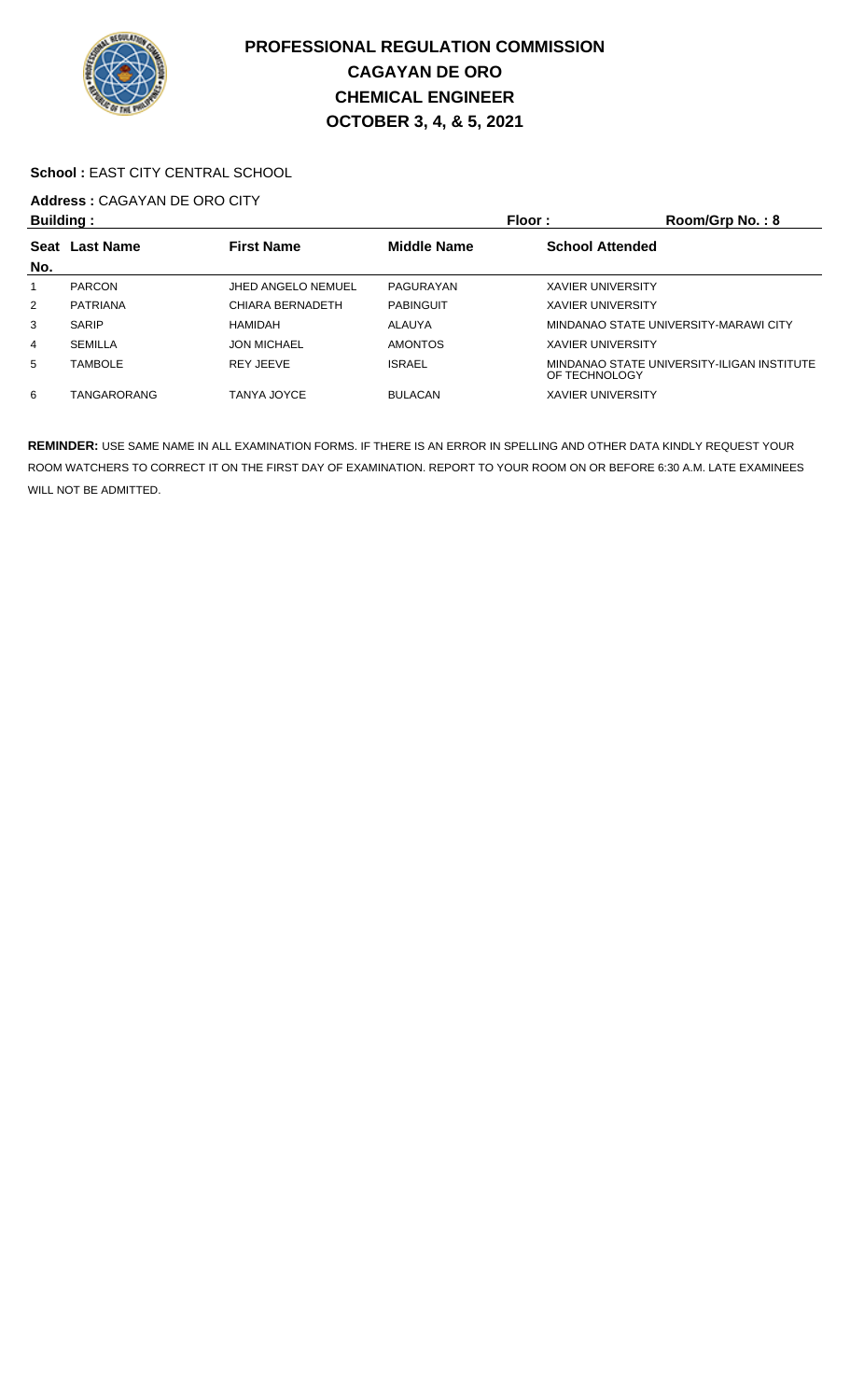# PROFESSIONAL REGULATION COMMISSION
## CAGAYAN DE ORO
## CHEMICAL ENGINEER
## OCTOBER 3, 4, & 5, 2021

**School :** EAST CITY CENTRAL SCHOOL

**Address :** CAGAYAN DE ORO CITY

**Building :** **Floor :** **Room/Grp No. : 8**

| Seat No. | Last Name | First Name | Middle Name | School Attended |
|---|---|---|---|---|
| 1 | PARCON | JHED ANGELO NEMUEL | PAGURAYAN | XAVIER UNIVERSITY |
| 2 | PATRIANA | CHIARA BERNADETH | PABINGUIT | XAVIER UNIVERSITY |
| 3 | SARIP | HAMIDAH | ALAUYA | MINDANAO STATE UNIVERSITY-MARAWI CITY |
| 4 | SEMILLA | JON MICHAEL | AMONTOS | XAVIER UNIVERSITY |
| 5 | TAMBOLE | REY JEEVE | ISRAEL | MINDANAO STATE UNIVERSITY-ILIGAN INSTITUTE OF TECHNOLOGY |
| 6 | TANGARORANG | TANYA JOYCE | BULACAN | XAVIER UNIVERSITY |

**REMINDER:** USE SAME NAME IN ALL EXAMINATION FORMS. IF THERE IS AN ERROR IN SPELLING AND OTHER DATA KINDLY REQUEST YOUR ROOM WATCHERS TO CORRECT IT ON THE FIRST DAY OF EXAMINATION. REPORT TO YOUR ROOM ON OR BEFORE 6:30 A.M. LATE EXAMINEES WILL NOT BE ADMITTED.